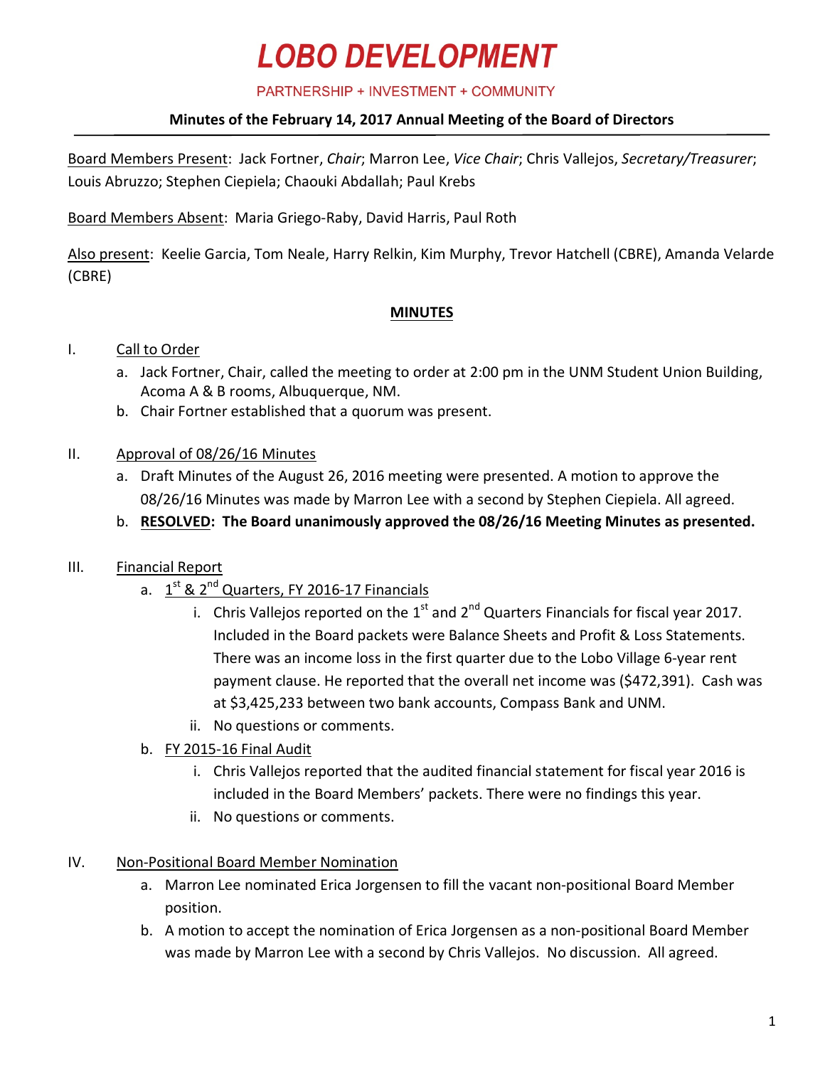# LOBO DEVELOPMENT

PARTNERSHIP + INVESTMENT + COMMUNITY

**Minutes of the February 14, 2017 Annual Meeting of the Board of Directors**

Board Members Present: Jack Fortner, *Chair*; Marron Lee, *Vice Chair*; Chris Vallejos, *Secretary/Treasurer*; Louis Abruzzo; Stephen Ciepiela; Chaouki Abdallah; Paul Krebs

Board Members Absent: Maria Griego-Raby, David Harris, Paul Roth

Also present: Keelie Garcia, Tom Neale, Harry Relkin, Kim Murphy, Trevor Hatchell (CBRE), Amanda Velarde (CBRE)

**MINUTES**

I. Call to Order
   a. Jack Fortner, Chair, called the meeting to order at 2:00 pm in the UNM Student Union Building, Acoma A & B rooms, Albuquerque, NM.
   b. Chair Fortner established that a quorum was present.

II. Approval of 08/26/16 Minutes
   a. Draft Minutes of the August 26, 2016 meeting were presented. A motion to approve the 08/26/16 Minutes was made by Marron Lee with a second by Stephen Ciepiela. All agreed.
   b. **RESOLVED: The Board unanimously approved the 08/26/16 Meeting Minutes as presented.**

III. Financial Report
   a. 1st & 2nd Quarters, FY 2016-17 Financials
      i. Chris Vallejos reported on the 1st and 2nd Quarters Financials for fiscal year 2017. Included in the Board packets were Balance Sheets and Profit & Loss Statements. There was an income loss in the first quarter due to the Lobo Village 6-year rent payment clause. He reported that the overall net income was ($472,391). Cash was at $3,425,233 between two bank accounts, Compass Bank and UNM.
      ii. No questions or comments.
   b. FY 2015-16 Final Audit
      i. Chris Vallejos reported that the audited financial statement for fiscal year 2016 is included in the Board Members' packets. There were no findings this year.
      ii. No questions or comments.

IV. Non-Positional Board Member Nomination
   a. Marron Lee nominated Erica Jorgensen to fill the vacant non-positional Board Member position.
   b. A motion to accept the nomination of Erica Jorgensen as a non-positional Board Member was made by Marron Lee with a second by Chris Vallejos. No discussion. All agreed.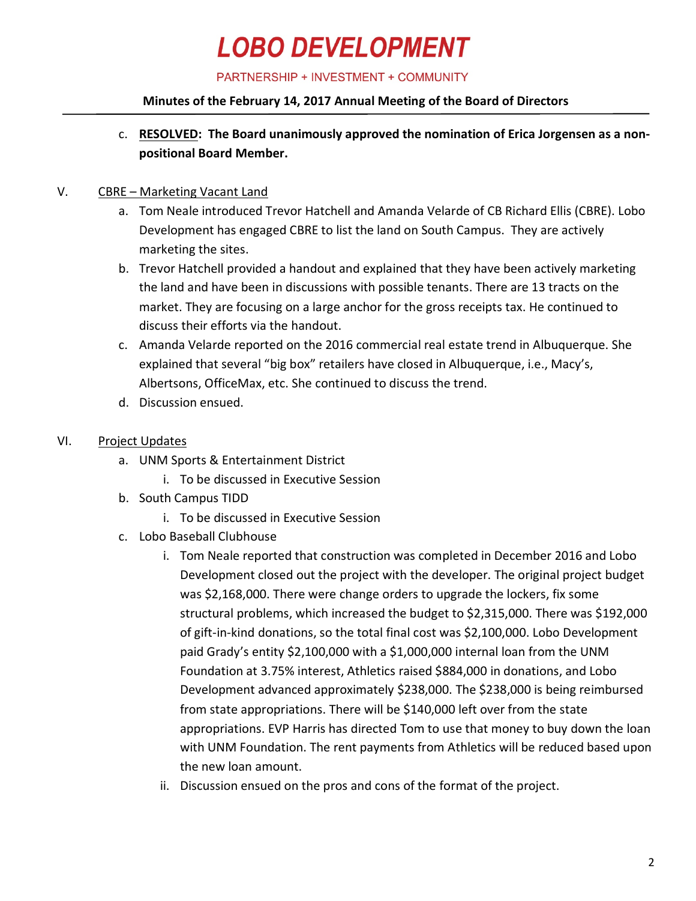c. **RESOLVED: The Board unanimously approved the nomination of Erica Jorgensen as a non-positional Board Member.**

V. CBRE – Marketing Vacant Land

a. Tom Neale introduced Trevor Hatchell and Amanda Velarde of CB Richard Ellis (CBRE). Lobo Development has engaged CBRE to list the land on South Campus. They are actively marketing the sites.

b. Trevor Hatchell provided a handout and explained that they have been actively marketing the land and have been in discussions with possible tenants. There are 13 tracts on the market. They are focusing on a large anchor for the gross receipts tax. He continued to discuss their efforts via the handout.

c. Amanda Velarde reported on the 2016 commercial real estate trend in Albuquerque. She explained that several "big box" retailers have closed in Albuquerque, i.e., Macy's, Albertsons, OfficeMax, etc. She continued to discuss the trend.

d. Discussion ensued.

VI. Project Updates

a. UNM Sports & Entertainment District
   i. To be discussed in Executive Session

b. South Campus TIDD
   i. To be discussed in Executive Session

c. Lobo Baseball Clubhouse
   i. Tom Neale reported that construction was completed in December 2016 and Lobo Development closed out the project with the developer. The original project budget was \$2,168,000. There were change orders to upgrade the lockers, fix some structural problems, which increased the budget to \$2,315,000. There was \$192,000 of gift-in-kind donations, so the total final cost was \$2,100,000. Lobo Development paid Grady's entity \$2,100,000 with a \$1,000,000 internal loan from the UNM Foundation at 3.75% interest, Athletics raised \$884,000 in donations, and Lobo Development advanced approximately \$238,000. The \$238,000 is being reimbursed from state appropriations. There will be \$140,000 left over from the state appropriations. EVP Harris has directed Tom to use that money to buy down the loan with UNM Foundation. The rent payments from Athletics will be reduced based upon the new loan amount.
   ii. Discussion ensued on the pros and cons of the format of the project.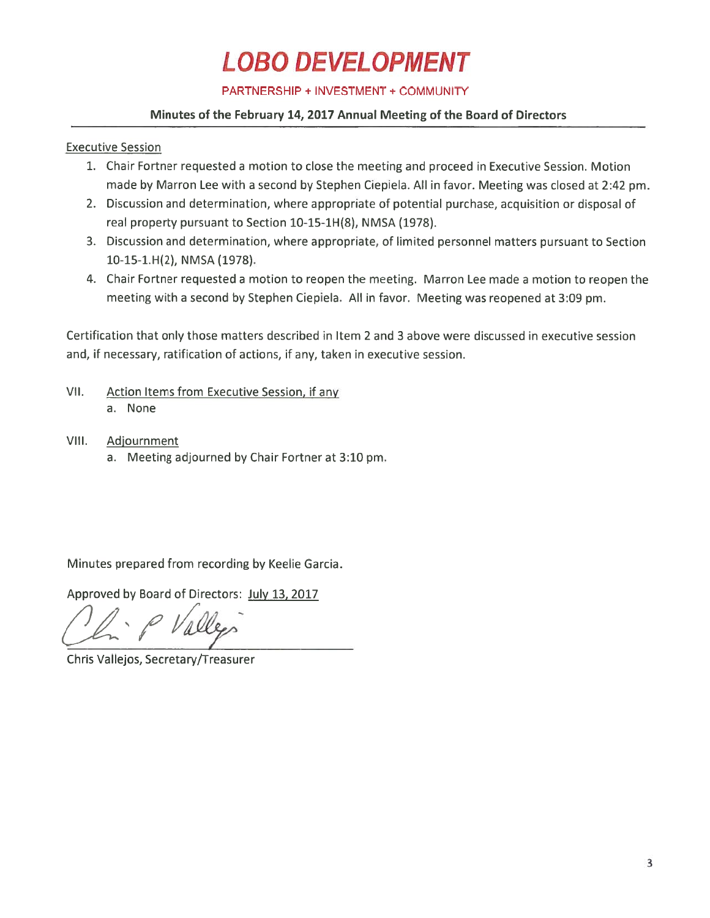# LOBO DEVELOPMENT

PARTNERSHIP + INVESTMENT + COMMUNITY

**Minutes of the February 14, 2017 Annual Meeting of the Board of Directors**

Executive Session

1. Chair Fortner requested a motion to close the meeting and proceed in Executive Session. Motion made by Marron Lee with a second by Stephen Ciepiela. All in favor. Meeting was closed at 2:42 pm.
2. Discussion and determination, where appropriate of potential purchase, acquisition or disposal of real property pursuant to Section 10-15-1H(8), NMSA (1978).
3. Discussion and determination, where appropriate, of limited personnel matters pursuant to Section 10-15-1.H(2), NMSA (1978).
4. Chair Fortner requested a motion to reopen the meeting. Marron Lee made a motion to reopen the meeting with a second by Stephen Ciepiela. All in favor. Meeting was reopened at 3:09 pm.

Certification that only those matters described in Item 2 and 3 above were discussed in executive session and, if necessary, ratification of actions, if any, taken in executive session.

VII. Action Items from Executive Session, if any
   a. None

VIII. Adjournment
   a. Meeting adjourned by Chair Fortner at 3:10 pm.

Minutes prepared from recording by Keelie Garcia.

Approved by Board of Directors: July 13, 2017

Chris Vallejos, Secretary/Treasurer